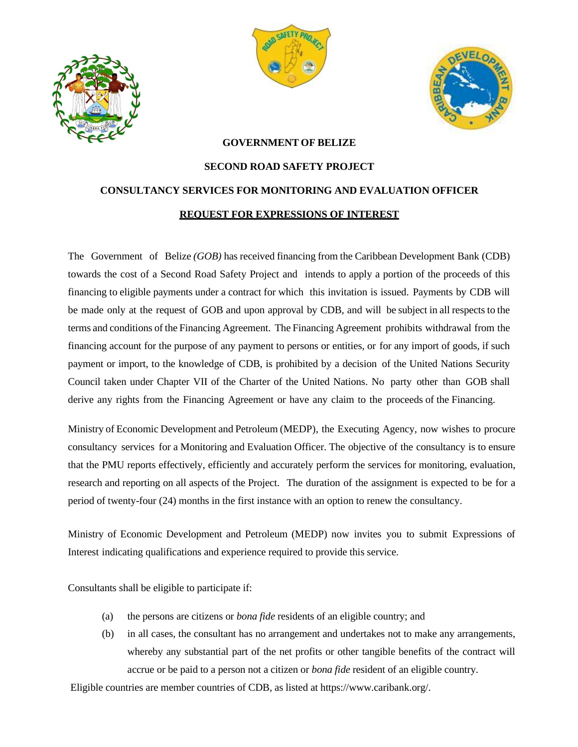**GOVERNMENT OF BELIZE**

**SECOND ROAD SAFETY PROJECT**

**CONSULTANCY SERVICES FOR MONITORING AND EVALUATION OFFICER**

**REQUEST FOR EXPRESSIONS OF INTEREST**

The Government of Belize *(GOB)* has received financing from the Caribbean Development Bank (CDB) towards the cost of a Second Road Safety Project and intends to apply a portion of the proceeds of this financing to eligible payments under a contract for which this invitation is issued. Payments by CDB will be made only at the request of GOB and upon approval by CDB, and will be subject in all respects to the terms and conditions of the Financing Agreement. The Financing Agreement prohibits withdrawal from the financing account for the purpose of any payment to persons or entities, or for any import of goods, if such payment or import, to the knowledge of CDB, is prohibited by a decision of the United Nations Security Council taken under Chapter VII of the Charter of the United Nations. No party other than GOB shall derive any rights from the Financing Agreement or have any claim to the proceeds of the Financing.

Ministry of Economic Development and Petroleum (MEDP), the Executing Agency, now wishes to procure consultancy services for a Monitoring and Evaluation Officer. The objective of the consultancy is to ensure that the PMU reports effectively, efficiently and accurately perform the services for monitoring, evaluation, research and reporting on all aspects of the Project. The duration of the assignment is expected to be for a period of twenty-four (24) months in the first instance with an option to renew the consultancy.

Ministry of Economic Development and Petroleum (MEDP) now invites you to submit Expressions of Interest indicating qualifications and experience required to provide this service.

Consultants shall be eligible to participate if:

(a) the persons are citizens or *bona fide* residents of an eligible country; and

(b) in all cases, the consultant has no arrangement and undertakes not to make any arrangements, whereby any substantial part of the net profits or other tangible benefits of the contract will accrue or be paid to a person not a citizen or *bona fide* resident of an eligible country.

Eligible countries are member countries of CDB, as listed at https://www.caribank.org/.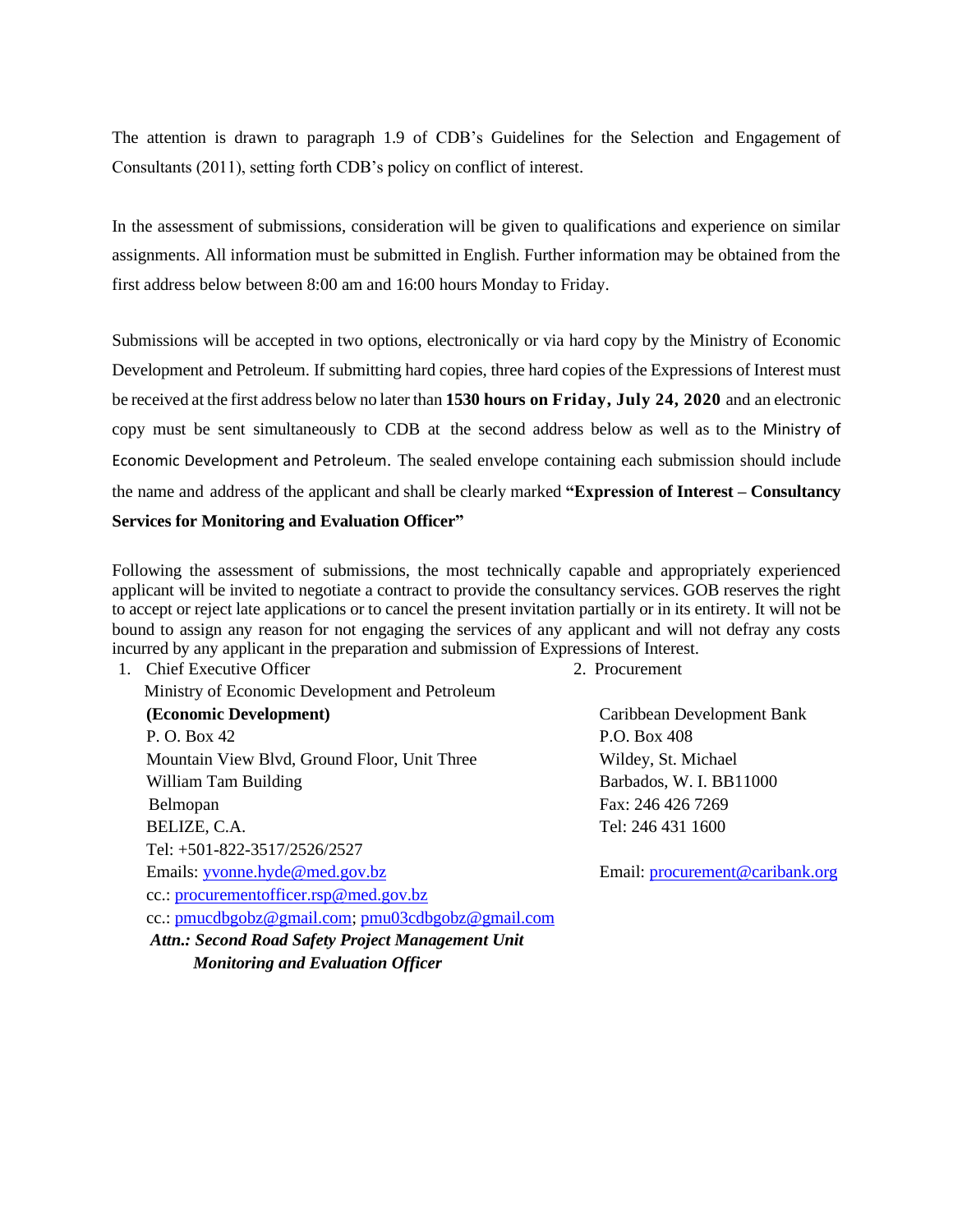The attention is drawn to paragraph 1.9 of CDB's Guidelines for the Selection and Engagement of Consultants (2011), setting forth CDB's policy on conflict of interest.

In the assessment of submissions, consideration will be given to qualifications and experience on similar assignments. All information must be submitted in English. Further information may be obtained from the first address below between 8:00 am and 16:00 hours Monday to Friday.

Submissions will be accepted in two options, electronically or via hard copy by the Ministry of Economic Development and Petroleum. If submitting hard copies, three hard copies of the Expressions of Interest must be received at the first address below no later than **1530 hours on Friday, July 24, 2020** and an electronic copy must be sent simultaneously to CDB at the second address below as well as to the Ministry of Economic Development and Petroleum. The sealed envelope containing each submission should include the name and address of the applicant and shall be clearly marked **"Expression of Interest – Consultancy Services for Monitoring and Evaluation Officer"**

Following the assessment of submissions, the most technically capable and appropriately experienced applicant will be invited to negotiate a contract to provide the consultancy services. GOB reserves the right to accept or reject late applications or to cancel the present invitation partially or in its entirety. It will not be bound to assign any reason for not engaging the services of any applicant and will not defray any costs incurred by any applicant in the preparation and submission of Expressions of Interest.

1. Chief Executive Officer
   Ministry of Economic Development and Petroleum
   **(Economic Development)**
   P. O. Box 42
   Mountain View Blvd, Ground Floor, Unit Three
   William Tam Building
   Belmopan
   BELIZE, C.A.
   Tel: +501-822-3517/2526/2527
   Emails: yvonne.hyde@med.gov.bz
   cc.: procurementofficer.rsp@med.gov.bz
   cc.: pmucdbgobz@gmail.com; pmu03cdbgobz@gmail.com
   ***Attn.: Second Road Safety Project Management Unit***
   ***Monitoring and Evaluation Officer***

2. Procurement
   Caribbean Development Bank
   P.O. Box 408
   Wildey, St. Michael
   Barbados, W. I. BB11000
   Fax: 246 426 7269
   Tel: 246 431 1600
   Email: procurement@caribank.org